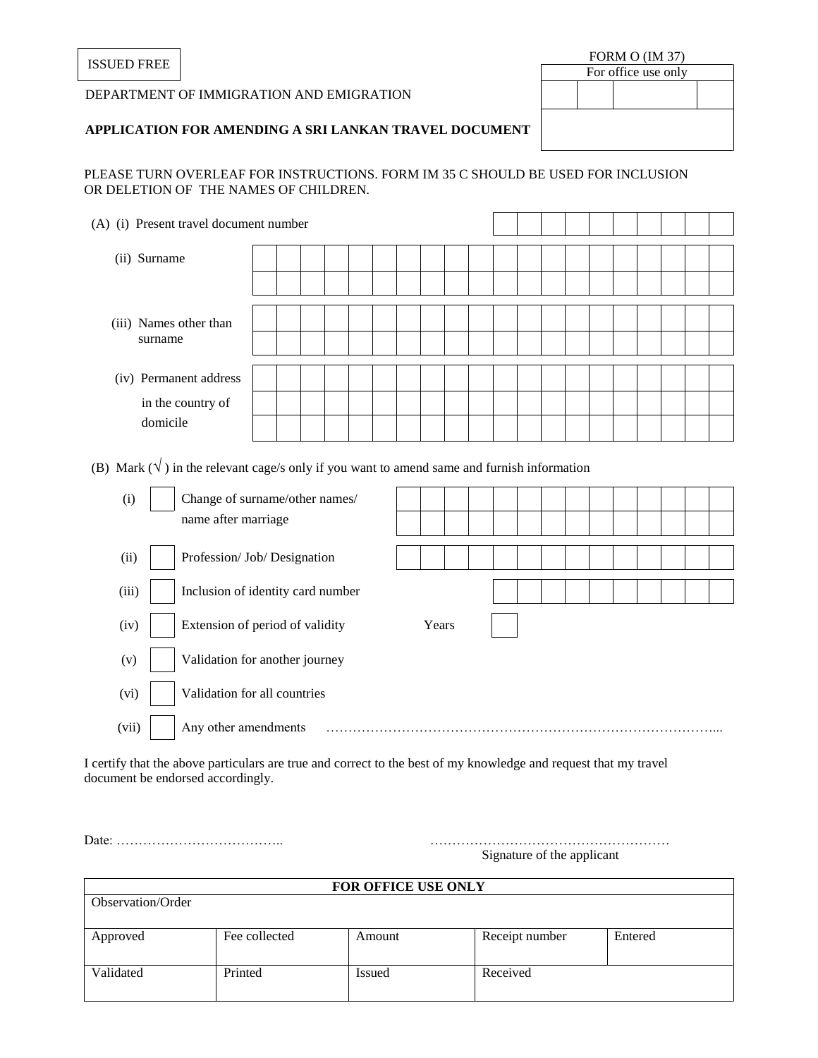ISSUED FREE

FORM O (IM 37)

| For office use only | | | |
|---|---|---|---|
| | | | |
| | | | |

DEPARTMENT OF IMMIGRATION AND EMIGRATION

**APPLICATION FOR AMENDING A SRI LANKAN TRAVEL DOCUMENT**

PLEASE TURN OVERLEAF FOR INSTRUCTIONS. FORM IM 35 C SHOULD BE USED FOR INCLUSION OR DELETION OF THE NAMES OF CHILDREN.

(A) (i) Present travel document number

(ii) Surname

(iii) Names other than surname

(iv) Permanent address in the country of domicile

(B) Mark (√) in the relevant cage/s only if you want to amend same and furnish information

(i) ☐ Change of surname/other names/ name after marriage

(ii) ☐ Profession/ Job/ Designation

(iii) ☐ Inclusion of identity card number

(iv) ☐ Extension of period of validity Years ☐

(v) ☐ Validation for another journey

(vi) ☐ Validation for all countries

(vii) ☐ Any other amendments ……………………………………………………………………………...

I certify that the above particulars are true and correct to the best of my knowledge and request that my travel document be endorsed accordingly.

Date: ……………………………….. ………………………………………………
Signature of the applicant

| **FOR OFFICE USE ONLY** | | | | |
|---|---|---|---|---|
| Observation/Order | | | | |
| Approved | Fee collected | Amount | Receipt number | Entered |
| Validated | Printed | Issued | Received | |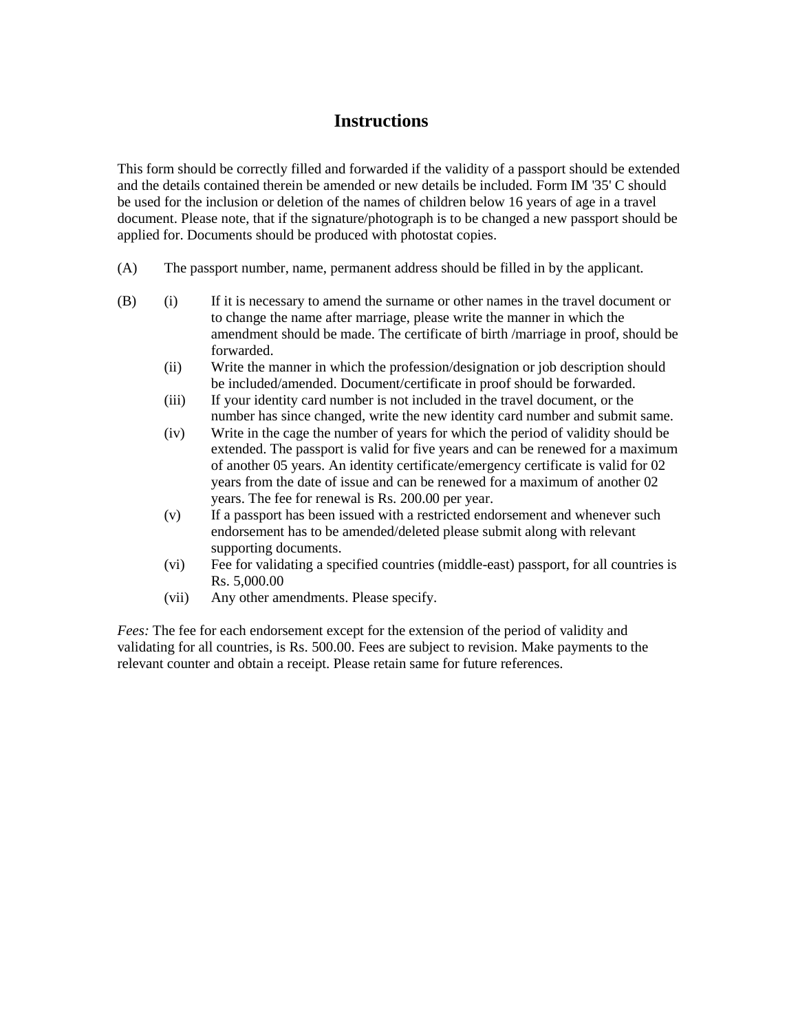# Instructions

This form should be correctly filled and forwarded if the validity of a passport should be extended and the details contained therein be amended or new details be included. Form IM '35' C should be used for the inclusion or deletion of the names of children below 16 years of age in a travel document. Please note, that if the signature/photograph is to be changed a new passport should be applied for. Documents should be produced with photostat copies.

(A) The passport number, name, permanent address should be filled in by the applicant.

(B)
- (i) If it is necessary to amend the surname or other names in the travel document or to change the name after marriage, please write the manner in which the amendment should be made. The certificate of birth /marriage in proof, should be forwarded.
- (ii) Write the manner in which the profession/designation or job description should be included/amended. Document/certificate in proof should be forwarded.
- (iii) If your identity card number is not included in the travel document, or the number has since changed, write the new identity card number and submit same.
- (iv) Write in the cage the number of years for which the period of validity should be extended. The passport is valid for five years and can be renewed for a maximum of another 05 years. An identity certificate/emergency certificate is valid for 02 years from the date of issue and can be renewed for a maximum of another 02 years. The fee for renewal is Rs. 200.00 per year.
- (v) If a passport has been issued with a restricted endorsement and whenever such endorsement has to be amended/deleted please submit along with relevant supporting documents.
- (vi) Fee for validating a specified countries (middle-east) passport, for all countries is Rs. 5,000.00
- (vii) Any other amendments. Please specify.

*Fees:* The fee for each endorsement except for the extension of the period of validity and validating for all countries, is Rs. 500.00. Fees are subject to revision. Make payments to the relevant counter and obtain a receipt. Please retain same for future references.